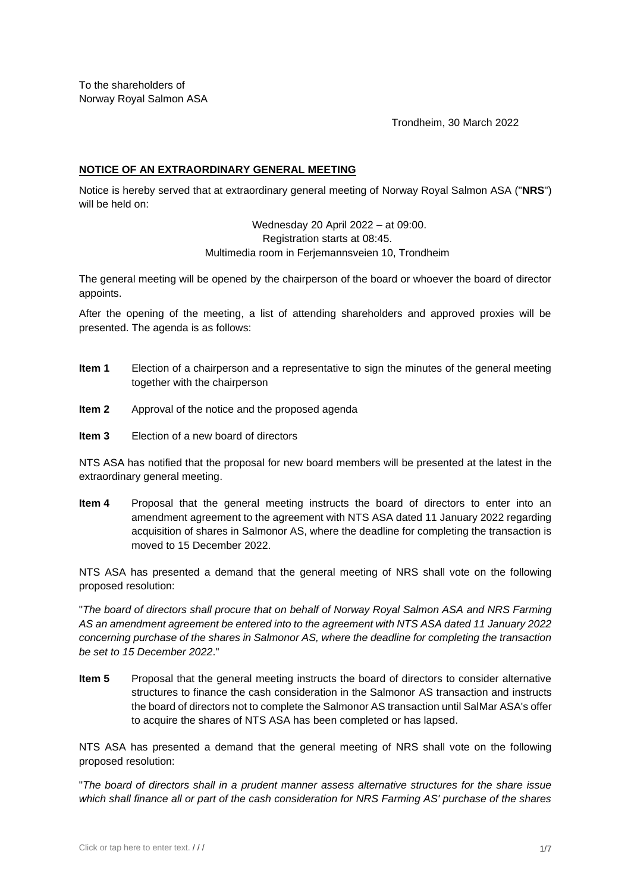To the shareholders of
Norway Royal Salmon ASA

Trondheim, 30 March 2022

## NOTICE OF AN EXTRAORDINARY GENERAL MEETING

Notice is hereby served that at extraordinary general meeting of Norway Royal Salmon ASA ("**NRS**") will be held on:

Wednesday 20 April 2022 – at 09:00.
Registration starts at 08:45.
Multimedia room in Ferjemannsveien 10, Trondheim

The general meeting will be opened by the chairperson of the board or whoever the board of director appoints.

After the opening of the meeting, a list of attending shareholders and approved proxies will be presented. The agenda is as follows:

**Item 1** Election of a chairperson and a representative to sign the minutes of the general meeting together with the chairperson

**Item 2** Approval of the notice and the proposed agenda

**Item 3** Election of a new board of directors

NTS ASA has notified that the proposal for new board members will be presented at the latest in the extraordinary general meeting.

**Item 4** Proposal that the general meeting instructs the board of directors to enter into an amendment agreement to the agreement with NTS ASA dated 11 January 2022 regarding acquisition of shares in Salmonor AS, where the deadline for completing the transaction is moved to 15 December 2022.

NTS ASA has presented a demand that the general meeting of NRS shall vote on the following proposed resolution:

"*The board of directors shall procure that on behalf of Norway Royal Salmon ASA and NRS Farming AS an amendment agreement be entered into to the agreement with NTS ASA dated 11 January 2022 concerning purchase of the shares in Salmonor AS, where the deadline for completing the transaction be set to 15 December 2022*."

**Item 5** Proposal that the general meeting instructs the board of directors to consider alternative structures to finance the cash consideration in the Salmonor AS transaction and instructs the board of directors not to complete the Salmonor AS transaction until SalMar ASA's offer to acquire the shares of NTS ASA has been completed or has lapsed.

NTS ASA has presented a demand that the general meeting of NRS shall vote on the following proposed resolution:

"*The board of directors shall in a prudent manner assess alternative structures for the share issue which shall finance all or part of the cash consideration for NRS Farming AS' purchase of the shares*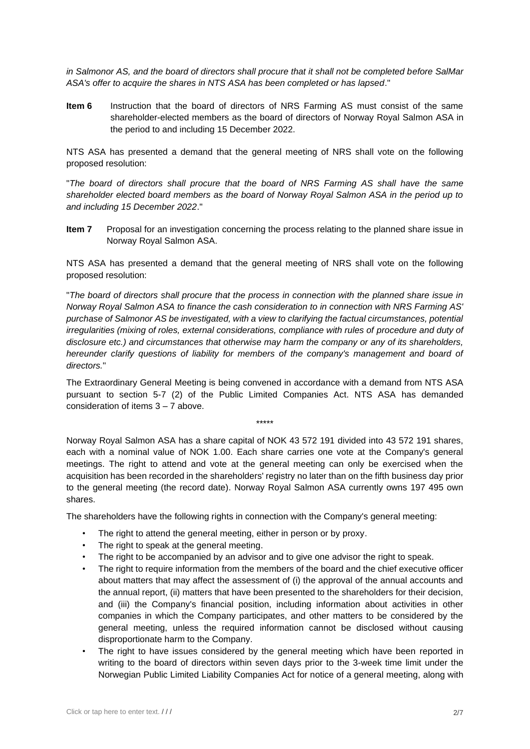*in Salmonor AS, and the board of directors shall procure that it shall not be completed before SalMar ASA's offer to acquire the shares in NTS ASA has been completed or has lapsed*."

**Item 6** Instruction that the board of directors of NRS Farming AS must consist of the same shareholder-elected members as the board of directors of Norway Royal Salmon ASA in the period to and including 15 December 2022.

NTS ASA has presented a demand that the general meeting of NRS shall vote on the following proposed resolution:

"*The board of directors shall procure that the board of NRS Farming AS shall have the same shareholder elected board members as the board of Norway Royal Salmon ASA in the period up to and including 15 December 2022*."

**Item 7** Proposal for an investigation concerning the process relating to the planned share issue in Norway Royal Salmon ASA.

NTS ASA has presented a demand that the general meeting of NRS shall vote on the following proposed resolution:

"*The board of directors shall procure that the process in connection with the planned share issue in Norway Royal Salmon ASA to finance the cash consideration to in connection with NRS Farming AS' purchase of Salmonor AS be investigated, with a view to clarifying the factual circumstances, potential irregularities (mixing of roles, external considerations, compliance with rules of procedure and duty of disclosure etc.) and circumstances that otherwise may harm the company or any of its shareholders, hereunder clarify questions of liability for members of the company's management and board of directors.*"

The Extraordinary General Meeting is being convened in accordance with a demand from NTS ASA pursuant to section 5-7 (2) of the Public Limited Companies Act. NTS ASA has demanded consideration of items 3 – 7 above.

\*\*\*\*\*

Norway Royal Salmon ASA has a share capital of NOK 43 572 191 divided into 43 572 191 shares, each with a nominal value of NOK 1.00. Each share carries one vote at the Company's general meetings. The right to attend and vote at the general meeting can only be exercised when the acquisition has been recorded in the shareholders' registry no later than on the fifth business day prior to the general meeting (the record date). Norway Royal Salmon ASA currently owns 197 495 own shares.

The shareholders have the following rights in connection with the Company's general meeting:

- The right to attend the general meeting, either in person or by proxy.
- The right to speak at the general meeting.
- The right to be accompanied by an advisor and to give one advisor the right to speak.
- The right to require information from the members of the board and the chief executive officer about matters that may affect the assessment of (i) the approval of the annual accounts and the annual report, (ii) matters that have been presented to the shareholders for their decision, and (iii) the Company's financial position, including information about activities in other companies in which the Company participates, and other matters to be considered by the general meeting, unless the required information cannot be disclosed without causing disproportionate harm to the Company.
- The right to have issues considered by the general meeting which have been reported in writing to the board of directors within seven days prior to the 3-week time limit under the Norwegian Public Limited Liability Companies Act for notice of a general meeting, along with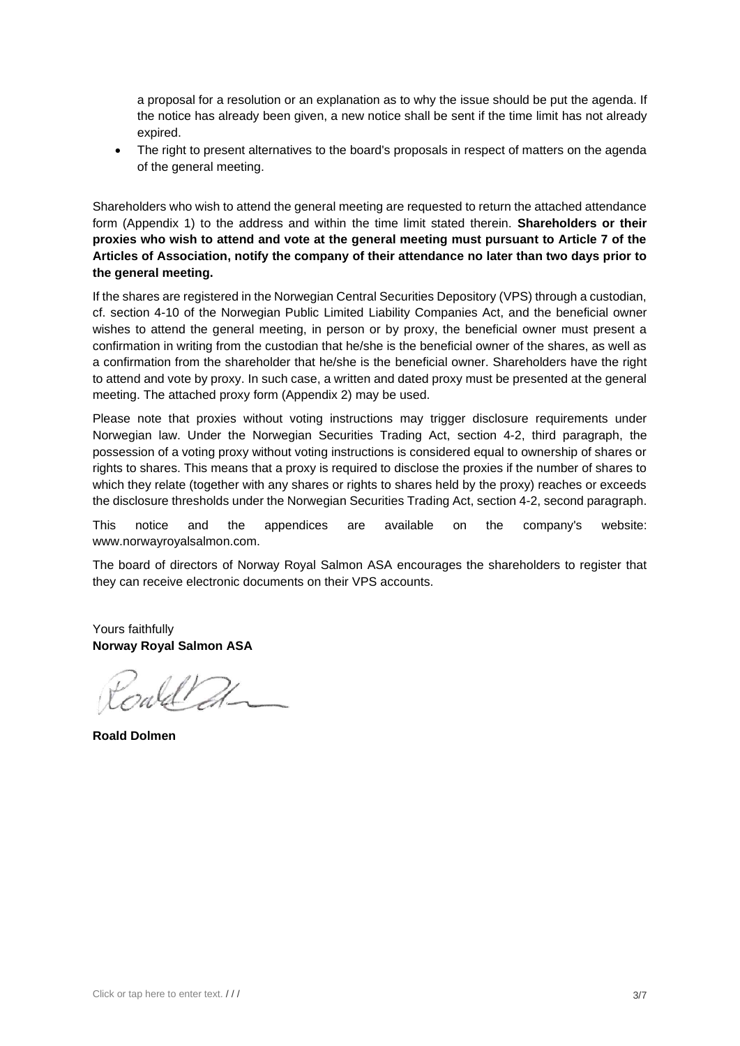a proposal for a resolution or an explanation as to why the issue should be put the agenda. If the notice has already been given, a new notice shall be sent if the time limit has not already expired.

- The right to present alternatives to the board's proposals in respect of matters on the agenda of the general meeting.

Shareholders who wish to attend the general meeting are requested to return the attached attendance form (Appendix 1) to the address and within the time limit stated therein. **Shareholders or their proxies who wish to attend and vote at the general meeting must pursuant to Article 7 of the Articles of Association, notify the company of their attendance no later than two days prior to the general meeting.**

If the shares are registered in the Norwegian Central Securities Depository (VPS) through a custodian, cf. section 4-10 of the Norwegian Public Limited Liability Companies Act, and the beneficial owner wishes to attend the general meeting, in person or by proxy, the beneficial owner must present a confirmation in writing from the custodian that he/she is the beneficial owner of the shares, as well as a confirmation from the shareholder that he/she is the beneficial owner. Shareholders have the right to attend and vote by proxy. In such case, a written and dated proxy must be presented at the general meeting. The attached proxy form (Appendix 2) may be used.

Please note that proxies without voting instructions may trigger disclosure requirements under Norwegian law. Under the Norwegian Securities Trading Act, section 4-2, third paragraph, the possession of a voting proxy without voting instructions is considered equal to ownership of shares or rights to shares. This means that a proxy is required to disclose the proxies if the number of shares to which they relate (together with any shares or rights to shares held by the proxy) reaches or exceeds the disclosure thresholds under the Norwegian Securities Trading Act, section 4-2, second paragraph.

This notice and the appendices are available on the company's website: www.norwayroyalsalmon.com.

The board of directors of Norway Royal Salmon ASA encourages the shareholders to register that they can receive electronic documents on their VPS accounts.

Yours faithfully
**Norway Royal Salmon ASA**

**Roald Dolmen**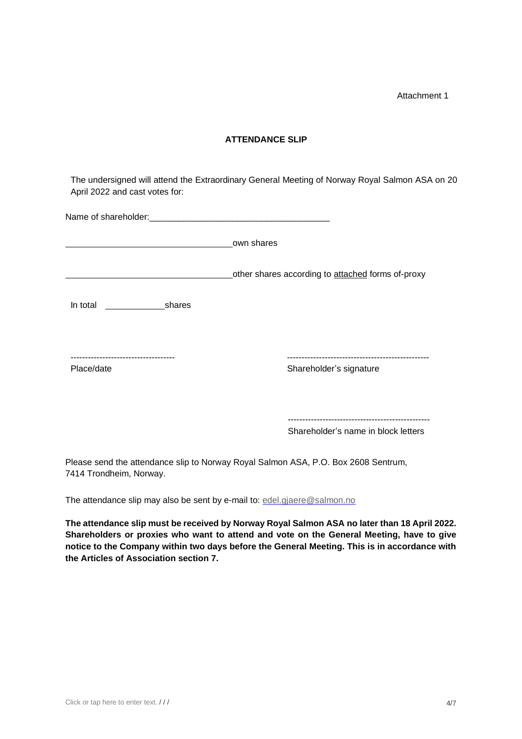Attachment 1

## ATTENDANCE SLIP

The undersigned will attend the Extraordinary General Meeting of Norway Royal Salmon ASA on 20 April 2022 and cast votes for:

Name of shareholder:______________________________________

__________________________________own shares

__________________________________other shares according to attached forms of-proxy

In total ____________shares

------------------------------------ Place/date

------------------------------------------------- Shareholder's signature

------------------------------------------------- Shareholder's name in block letters

Please send the attendance slip to Norway Royal Salmon ASA, P.O. Box 2608 Sentrum, 7414 Trondheim, Norway.

The attendance slip may also be sent by e-mail to: edel.gjaere@salmon.no

**The attendance slip must be received by Norway Royal Salmon ASA no later than 18 April 2022. Shareholders or proxies who want to attend and vote on the General Meeting, have to give notice to the Company within two days before the General Meeting. This is in accordance with the Articles of Association section 7.**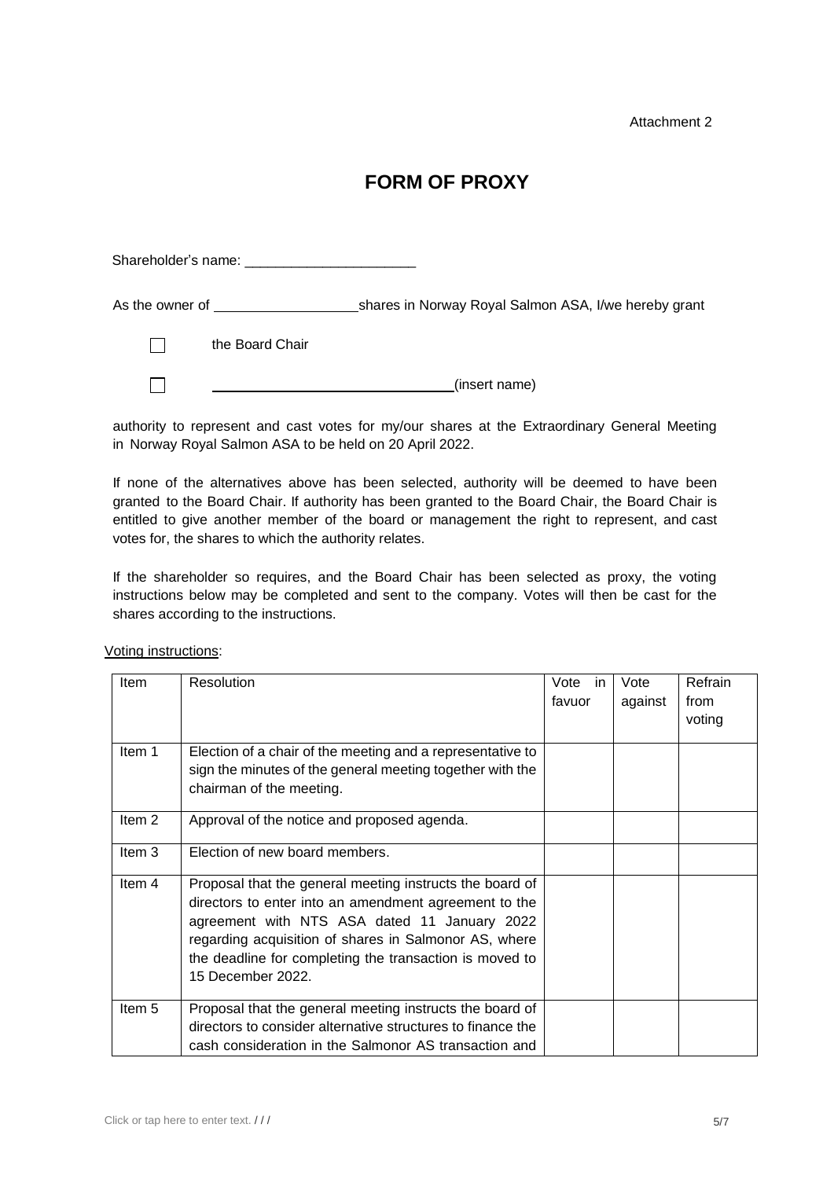Attachment 2

# FORM OF PROXY

Shareholder's name: ______________________

As the owner of __________________ shares in Norway Royal Salmon ASA, I/we hereby grant

☐ the Board Chair

☐ ______________________________ (insert name)

authority to represent and cast votes for my/our shares at the Extraordinary General Meeting in Norway Royal Salmon ASA to be held on 20 April 2022.

If none of the alternatives above has been selected, authority will be deemed to have been granted to the Board Chair. If authority has been granted to the Board Chair, the Board Chair is entitled to give another member of the board or management the right to represent, and cast votes for, the shares to which the authority relates.

If the shareholder so requires, and the Board Chair has been selected as proxy, the voting instructions below may be completed and sent to the company. Votes will then be cast for the shares according to the instructions.

Voting instructions:

| Item | Resolution | Vote in favuor | Vote against | Refrain from voting |
|---|---|---|---|---|
| Item 1 | Election of a chair of the meeting and a representative to sign the minutes of the general meeting together with the chairman of the meeting. | | | |
| Item 2 | Approval of the notice and proposed agenda. | | | |
| Item 3 | Election of new board members. | | | |
| Item 4 | Proposal that the general meeting instructs the board of directors to enter into an amendment agreement to the agreement with NTS ASA dated 11 January 2022 regarding acquisition of shares in Salmonor AS, where the deadline for completing the transaction is moved to 15 December 2022. | | | |
| Item 5 | Proposal that the general meeting instructs the board of directors to consider alternative structures to finance the cash consideration in the Salmonor AS transaction and | | | |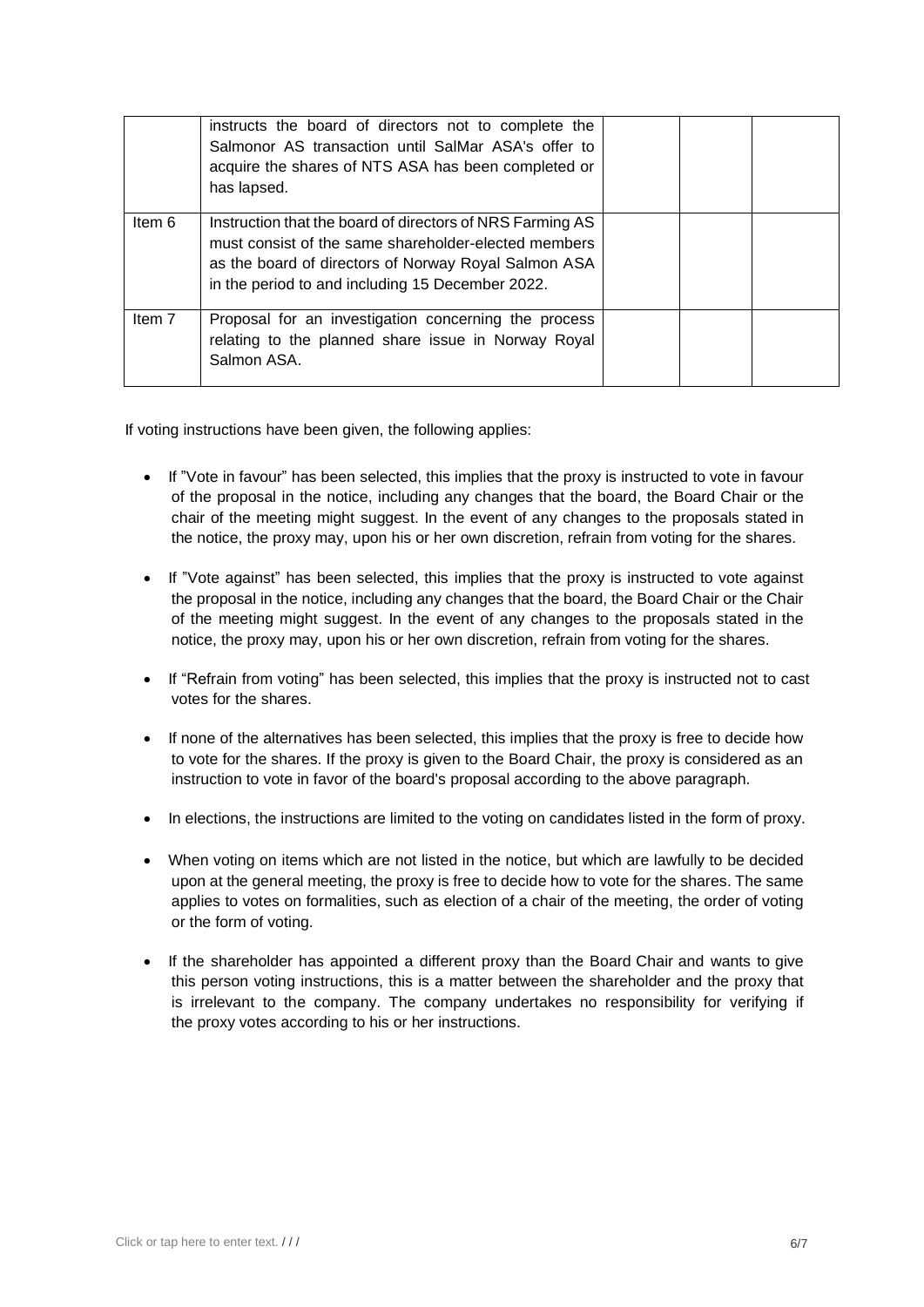| | | | | |
|---|---|---|---|---|
| | instructs the board of directors not to complete the Salmonor AS transaction until SalMar ASA's offer to acquire the shares of NTS ASA has been completed or has lapsed. | | | |
| Item 6 | Instruction that the board of directors of NRS Farming AS must consist of the same shareholder-elected members as the board of directors of Norway Royal Salmon ASA in the period to and including 15 December 2022. | | | |
| Item 7 | Proposal for an investigation concerning the process relating to the planned share issue in Norway Royal Salmon ASA. | | | |

If voting instructions have been given, the following applies:

- If "Vote in favour" has been selected, this implies that the proxy is instructed to vote in favour of the proposal in the notice, including any changes that the board, the Board Chair or the chair of the meeting might suggest. In the event of any changes to the proposals stated in the notice, the proxy may, upon his or her own discretion, refrain from voting for the shares.
- If "Vote against" has been selected, this implies that the proxy is instructed to vote against the proposal in the notice, including any changes that the board, the Board Chair or the Chair of the meeting might suggest. In the event of any changes to the proposals stated in the notice, the proxy may, upon his or her own discretion, refrain from voting for the shares.
- If "Refrain from voting" has been selected, this implies that the proxy is instructed not to cast votes for the shares.
- If none of the alternatives has been selected, this implies that the proxy is free to decide how to vote for the shares. If the proxy is given to the Board Chair, the proxy is considered as an instruction to vote in favor of the board's proposal according to the above paragraph.
- In elections, the instructions are limited to the voting on candidates listed in the form of proxy.
- When voting on items which are not listed in the notice, but which are lawfully to be decided upon at the general meeting, the proxy is free to decide how to vote for the shares. The same applies to votes on formalities, such as election of a chair of the meeting, the order of voting or the form of voting.
- If the shareholder has appointed a different proxy than the Board Chair and wants to give this person voting instructions, this is a matter between the shareholder and the proxy that is irrelevant to the company. The company undertakes no responsibility for verifying if the proxy votes according to his or her instructions.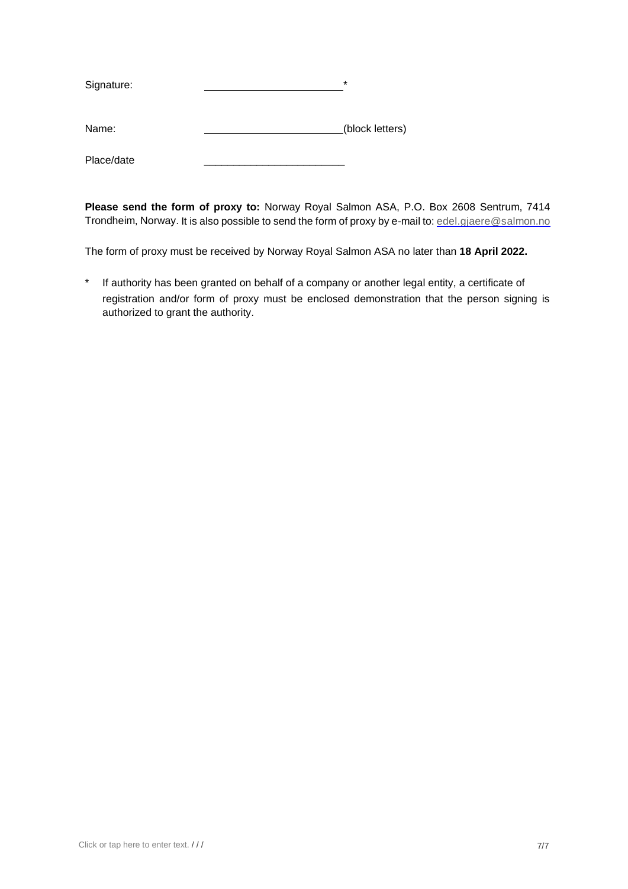Signature: ______________________ *

Name: ______________________ (block letters)

Place/date ______________________

**Please send the form of proxy to:** Norway Royal Salmon ASA, P.O. Box 2608 Sentrum, 7414 Trondheim, Norway. It is also possible to send the form of proxy by e-mail to: edel.gjaere@salmon.no

The form of proxy must be received by Norway Royal Salmon ASA no later than **18 April 2022.**

\* If authority has been granted on behalf of a company or another legal entity, a certificate of registration and/or form of proxy must be enclosed demonstration that the person signing is authorized to grant the authority.